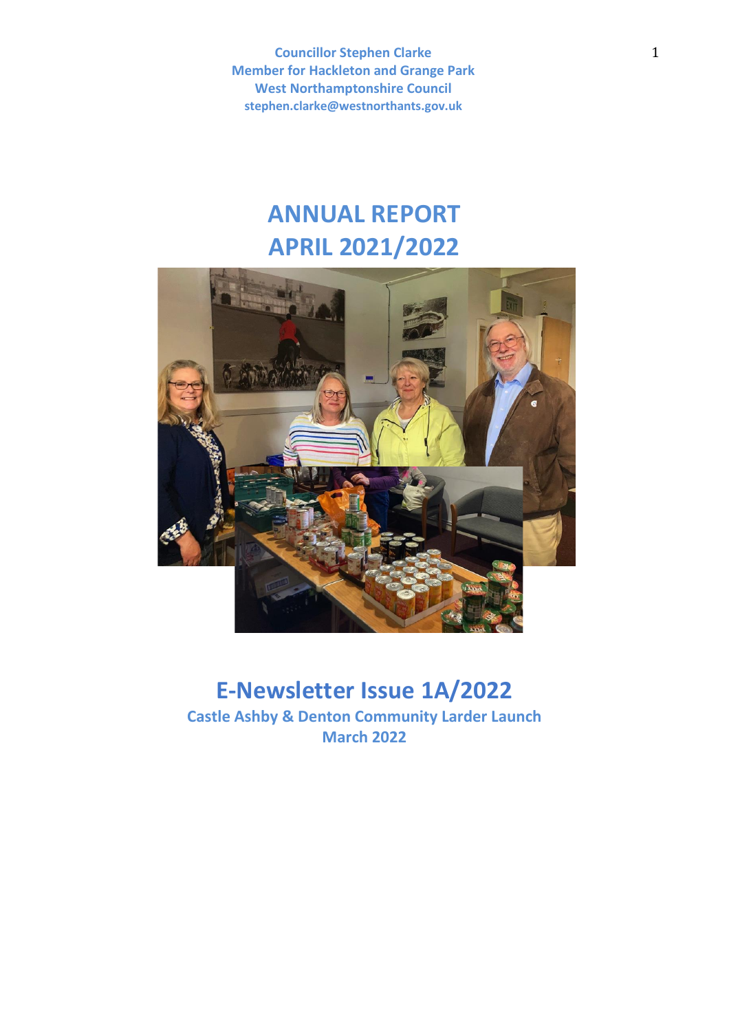**Councillor Stephen Clarke**
**Member for Hackleton and Grange Park**
**West Northamptonshire Council**
**stephen.clarke@westnorthants.gov.uk**

# ANNUAL REPORT
# APRIL 2021/2022

## E-Newsletter Issue 1A/2022

**Castle Ashby & Denton Community Larder Launch**
**March 2022**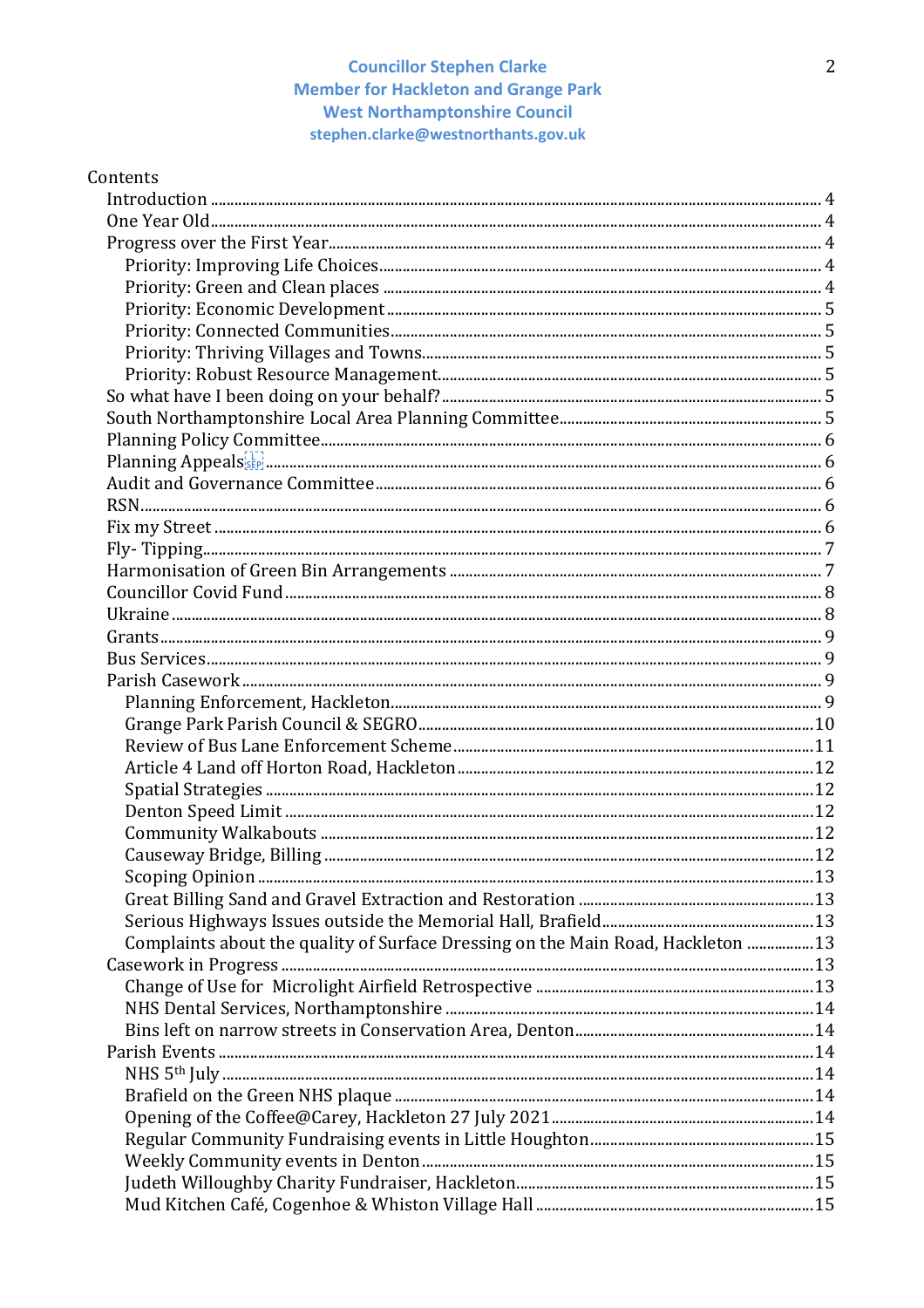**Councillor Stephen Clarke**
**Member for Hackleton and Grange Park**
**West Northamptonshire Council**
**stephen.clarke@westnorthants.gov.uk**

Contents

- Introduction ..... 4
- One Year Old ..... 4
- Progress over the First Year ..... 4
  - Priority: Improving Life Choices ..... 4
  - Priority: Green and Clean places ..... 4
  - Priority: Economic Development ..... 5
  - Priority: Connected Communities ..... 5
  - Priority: Thriving Villages and Towns ..... 5
  - Priority: Robust Resource Management ..... 5
- So what have I been doing on your behalf? ..... 5
- South Northamptonshire Local Area Planning Committee ..... 5
- Planning Policy Committee ..... 6
- Planning Appeals ..... 6
- Audit and Governance Committee ..... 6
- RSN ..... 6
- Fix my Street ..... 6
- Fly- Tipping ..... 7
- Harmonisation of Green Bin Arrangements ..... 7
- Councillor Covid Fund ..... 8
- Ukraine ..... 8
- Grants ..... 9
- Bus Services ..... 9
- Parish Casework ..... 9
  - Planning Enforcement, Hackleton ..... 9
  - Grange Park Parish Council & SEGRO ..... 10
  - Review of Bus Lane Enforcement Scheme ..... 11
  - Article 4 Land off Horton Road, Hackleton ..... 12
  - Spatial Strategies ..... 12
  - Denton Speed Limit ..... 12
  - Community Walkabouts ..... 12
  - Causeway Bridge, Billing ..... 12
  - Scoping Opinion ..... 13
  - Great Billing Sand and Gravel Extraction and Restoration ..... 13
  - Serious Highways Issues outside the Memorial Hall, Brafield ..... 13
  - Complaints about the quality of Surface Dressing on the Main Road, Hackleton ..... 13
- Casework in Progress ..... 13
  - Change of Use for Microlight Airfield Retrospective ..... 13
  - NHS Dental Services, Northamptonshire ..... 14
  - Bins left on narrow streets in Conservation Area, Denton ..... 14
- Parish Events ..... 14
  - NHS 5th July ..... 14
  - Brafield on the Green NHS plaque ..... 14
  - Opening of the Coffee@Carey, Hackleton 27 July 2021 ..... 14
  - Regular Community Fundraising events in Little Houghton ..... 15
  - Weekly Community events in Denton ..... 15
  - Judeth Willoughby Charity Fundraiser, Hackleton ..... 15
  - Mud Kitchen Café, Cogenhoe & Whiston Village Hall ..... 15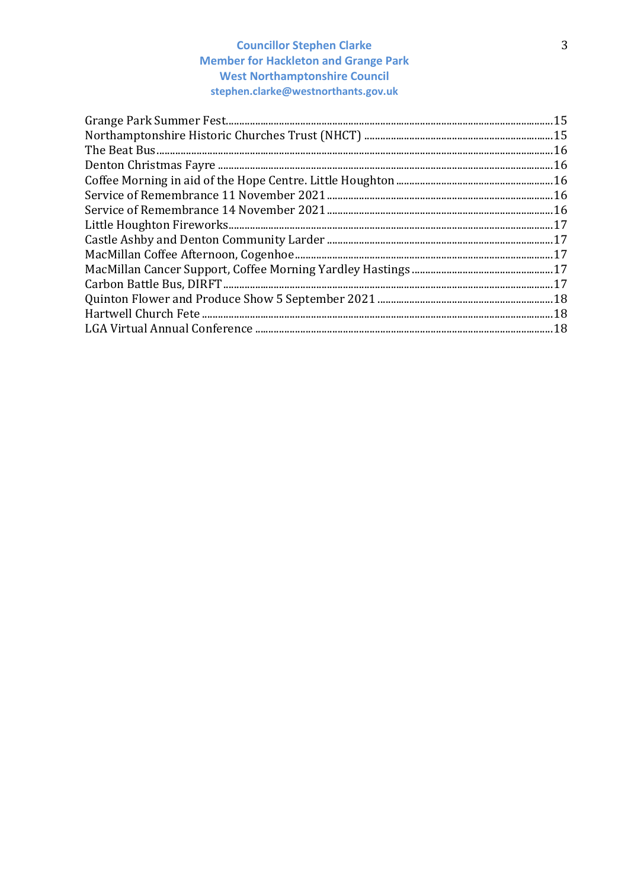Grange Park Summer Fest....15
Northamptonshire Historic Churches Trust (NHCT) ....15
The Beat Bus....16
Denton Christmas Fayre ....16
Coffee Morning in aid of the Hope Centre. Little Houghton ....16
Service of Remembrance 11 November 2021....16
Service of Remembrance 14 November 2021....16
Little Houghton Fireworks....17
Castle Ashby and Denton Community Larder ....17
MacMillan Coffee Afternoon, Cogenhoe....17
MacMillan Cancer Support, Coffee Morning Yardley Hastings....17
Carbon Battle Bus, DIRFT....17
Quinton Flower and Produce Show 5 September 2021 ....18
Hartwell Church Fete ....18
LGA Virtual Annual Conference ....18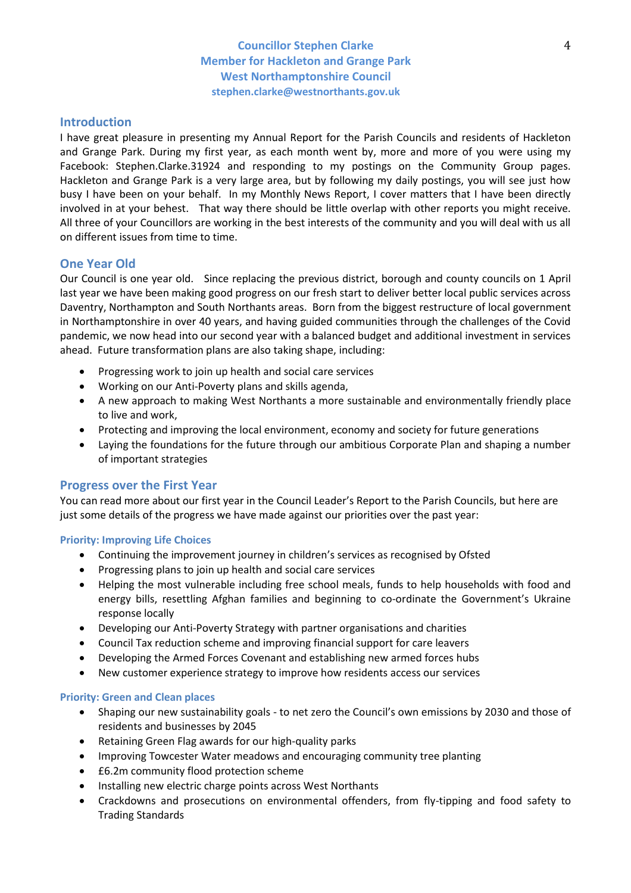**Councillor Stephen Clarke**
**Member for Hackleton and Grange Park**
**West Northamptonshire Council**
**stephen.clarke@westnorthants.gov.uk**

## Introduction

I have great pleasure in presenting my Annual Report for the Parish Councils and residents of Hackleton and Grange Park. During my first year, as each month went by, more and more of you were using my Facebook: Stephen.Clarke.31924 and responding to my postings on the Community Group pages. Hackleton and Grange Park is a very large area, but by following my daily postings, you will see just how busy I have been on your behalf. In my Monthly News Report, I cover matters that I have been directly involved in at your behest. That way there should be little overlap with other reports you might receive. All three of your Councillors are working in the best interests of the community and you will deal with us all on different issues from time to time.

## One Year Old

Our Council is one year old. Since replacing the previous district, borough and county councils on 1 April last year we have been making good progress on our fresh start to deliver better local public services across Daventry, Northampton and South Northants areas. Born from the biggest restructure of local government in Northamptonshire in over 40 years, and having guided communities through the challenges of the Covid pandemic, we now head into our second year with a balanced budget and additional investment in services ahead. Future transformation plans are also taking shape, including:

- Progressing work to join up health and social care services
- Working on our Anti-Poverty plans and skills agenda,
- A new approach to making West Northants a more sustainable and environmentally friendly place to live and work,
- Protecting and improving the local environment, economy and society for future generations
- Laying the foundations for the future through our ambitious Corporate Plan and shaping a number of important strategies

## Progress over the First Year

You can read more about our first year in the Council Leader's Report to the Parish Councils, but here are just some details of the progress we have made against our priorities over the past year:

### Priority: Improving Life Choices

- Continuing the improvement journey in children's services as recognised by Ofsted
- Progressing plans to join up health and social care services
- Helping the most vulnerable including free school meals, funds to help households with food and energy bills, resettling Afghan families and beginning to co-ordinate the Government's Ukraine response locally
- Developing our Anti-Poverty Strategy with partner organisations and charities
- Council Tax reduction scheme and improving financial support for care leavers
- Developing the Armed Forces Covenant and establishing new armed forces hubs
- New customer experience strategy to improve how residents access our services

### Priority: Green and Clean places

- Shaping our new sustainability goals - to net zero the Council's own emissions by 2030 and those of residents and businesses by 2045
- Retaining Green Flag awards for our high-quality parks
- Improving Towcester Water meadows and encouraging community tree planting
- £6.2m community flood protection scheme
- Installing new electric charge points across West Northants
- Crackdowns and prosecutions on environmental offenders, from fly-tipping and food safety to Trading Standards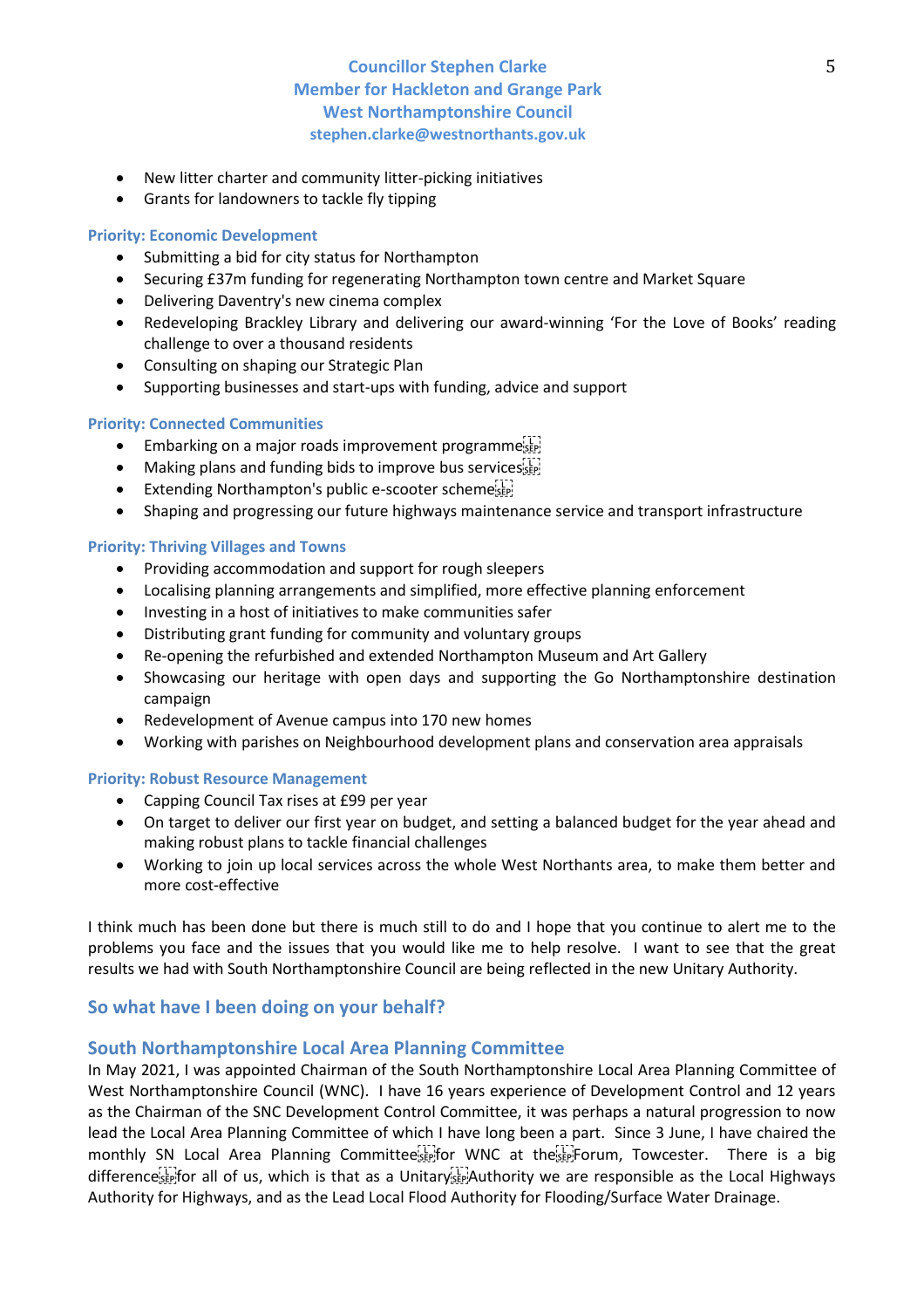- New litter charter and community litter-picking initiatives
- Grants for landowners to tackle fly tipping

**Priority: Economic Development**

- Submitting a bid for city status for Northampton
- Securing £37m funding for regenerating Northampton town centre and Market Square
- Delivering Daventry's new cinema complex
- Redeveloping Brackley Library and delivering our award-winning 'For the Love of Books' reading challenge to over a thousand residents
- Consulting on shaping our Strategic Plan
- Supporting businesses and start-ups with funding, advice and support

**Priority: Connected Communities**

- Embarking on a major roads improvement programme
- Making plans and funding bids to improve bus services
- Extending Northampton's public e-scooter scheme
- Shaping and progressing our future highways maintenance service and transport infrastructure

**Priority: Thriving Villages and Towns**

- Providing accommodation and support for rough sleepers
- Localising planning arrangements and simplified, more effective planning enforcement
- Investing in a host of initiatives to make communities safer
- Distributing grant funding for community and voluntary groups
- Re-opening the refurbished and extended Northampton Museum and Art Gallery
- Showcasing our heritage with open days and supporting the Go Northamptonshire destination campaign
- Redevelopment of Avenue campus into 170 new homes
- Working with parishes on Neighbourhood development plans and conservation area appraisals

**Priority: Robust Resource Management**

- Capping Council Tax rises at £99 per year
- On target to deliver our first year on budget, and setting a balanced budget for the year ahead and making robust plans to tackle financial challenges
- Working to join up local services across the whole West Northants area, to make them better and more cost-effective

I think much has been done but there is much still to do and I hope that you continue to alert me to the problems you face and the issues that you would like me to help resolve. I want to see that the great results we had with South Northamptonshire Council are being reflected in the new Unitary Authority.

## So what have I been doing on your behalf?

## South Northamptonshire Local Area Planning Committee

In May 2021, I was appointed Chairman of the South Northamptonshire Local Area Planning Committee of West Northamptonshire Council (WNC). I have 16 years experience of Development Control and 12 years as the Chairman of the SNC Development Control Committee, it was perhaps a natural progression to now lead the Local Area Planning Committee of which I have long been a part. Since 3 June, I have chaired the monthly SN Local Area Planning Committee for WNC at the Forum, Towcester. There is a big difference for all of us, which is that as a Unitary Authority we are responsible as the Local Highways Authority for Highways, and as the Lead Local Flood Authority for Flooding/Surface Water Drainage.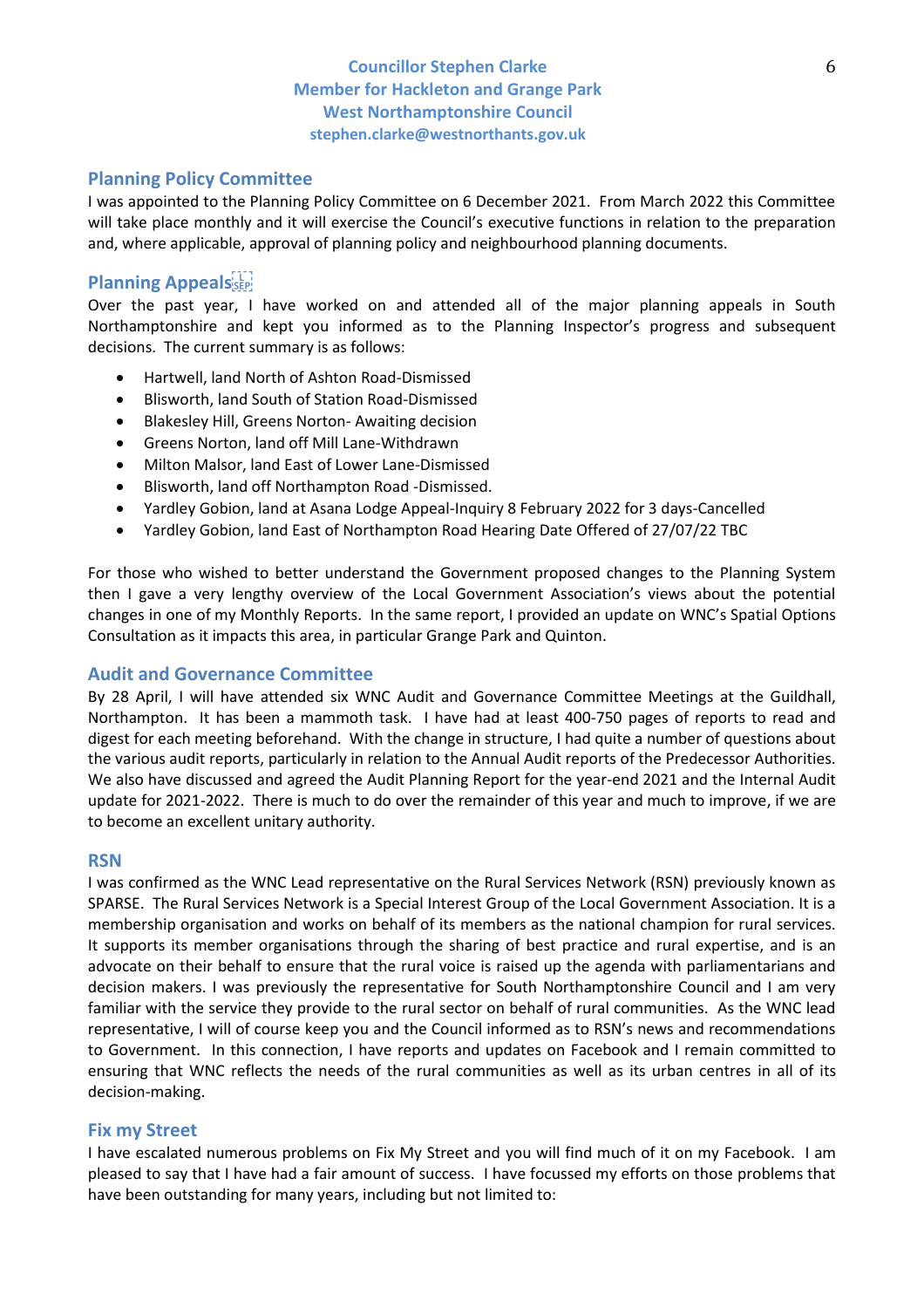**Councillor Stephen Clarke**
**Member for Hackleton and Grange Park**
**West Northamptonshire Council**
**stephen.clarke@westnorthants.gov.uk**

## Planning Policy Committee

I was appointed to the Planning Policy Committee on 6 December 2021. From March 2022 this Committee will take place monthly and it will exercise the Council's executive functions in relation to the preparation and, where applicable, approval of planning policy and neighbourhood planning documents.

## Planning Appeals

Over the past year, I have worked on and attended all of the major planning appeals in South Northamptonshire and kept you informed as to the Planning Inspector's progress and subsequent decisions. The current summary is as follows:

- Hartwell, land North of Ashton Road-Dismissed
- Blisworth, land South of Station Road-Dismissed
- Blakesley Hill, Greens Norton- Awaiting decision
- Greens Norton, land off Mill Lane-Withdrawn
- Milton Malsor, land East of Lower Lane-Dismissed
- Blisworth, land off Northampton Road -Dismissed.
- Yardley Gobion, land at Asana Lodge Appeal-Inquiry 8 February 2022 for 3 days-Cancelled
- Yardley Gobion, land East of Northampton Road Hearing Date Offered of 27/07/22 TBC

For those who wished to better understand the Government proposed changes to the Planning System then I gave a very lengthy overview of the Local Government Association's views about the potential changes in one of my Monthly Reports. In the same report, I provided an update on WNC's Spatial Options Consultation as it impacts this area, in particular Grange Park and Quinton.

## Audit and Governance Committee

By 28 April, I will have attended six WNC Audit and Governance Committee Meetings at the Guildhall, Northampton. It has been a mammoth task. I have had at least 400-750 pages of reports to read and digest for each meeting beforehand. With the change in structure, I had quite a number of questions about the various audit reports, particularly in relation to the Annual Audit reports of the Predecessor Authorities. We also have discussed and agreed the Audit Planning Report for the year-end 2021 and the Internal Audit update for 2021-2022. There is much to do over the remainder of this year and much to improve, if we are to become an excellent unitary authority.

## RSN

I was confirmed as the WNC Lead representative on the Rural Services Network (RSN) previously known as SPARSE. The Rural Services Network is a Special Interest Group of the Local Government Association. It is a membership organisation and works on behalf of its members as the national champion for rural services. It supports its member organisations through the sharing of best practice and rural expertise, and is an advocate on their behalf to ensure that the rural voice is raised up the agenda with parliamentarians and decision makers. I was previously the representative for South Northamptonshire Council and I am very familiar with the service they provide to the rural sector on behalf of rural communities. As the WNC lead representative, I will of course keep you and the Council informed as to RSN's news and recommendations to Government. In this connection, I have reports and updates on Facebook and I remain committed to ensuring that WNC reflects the needs of the rural communities as well as its urban centres in all of its decision-making.

## Fix my Street

I have escalated numerous problems on Fix My Street and you will find much of it on my Facebook. I am pleased to say that I have had a fair amount of success. I have focussed my efforts on those problems that have been outstanding for many years, including but not limited to: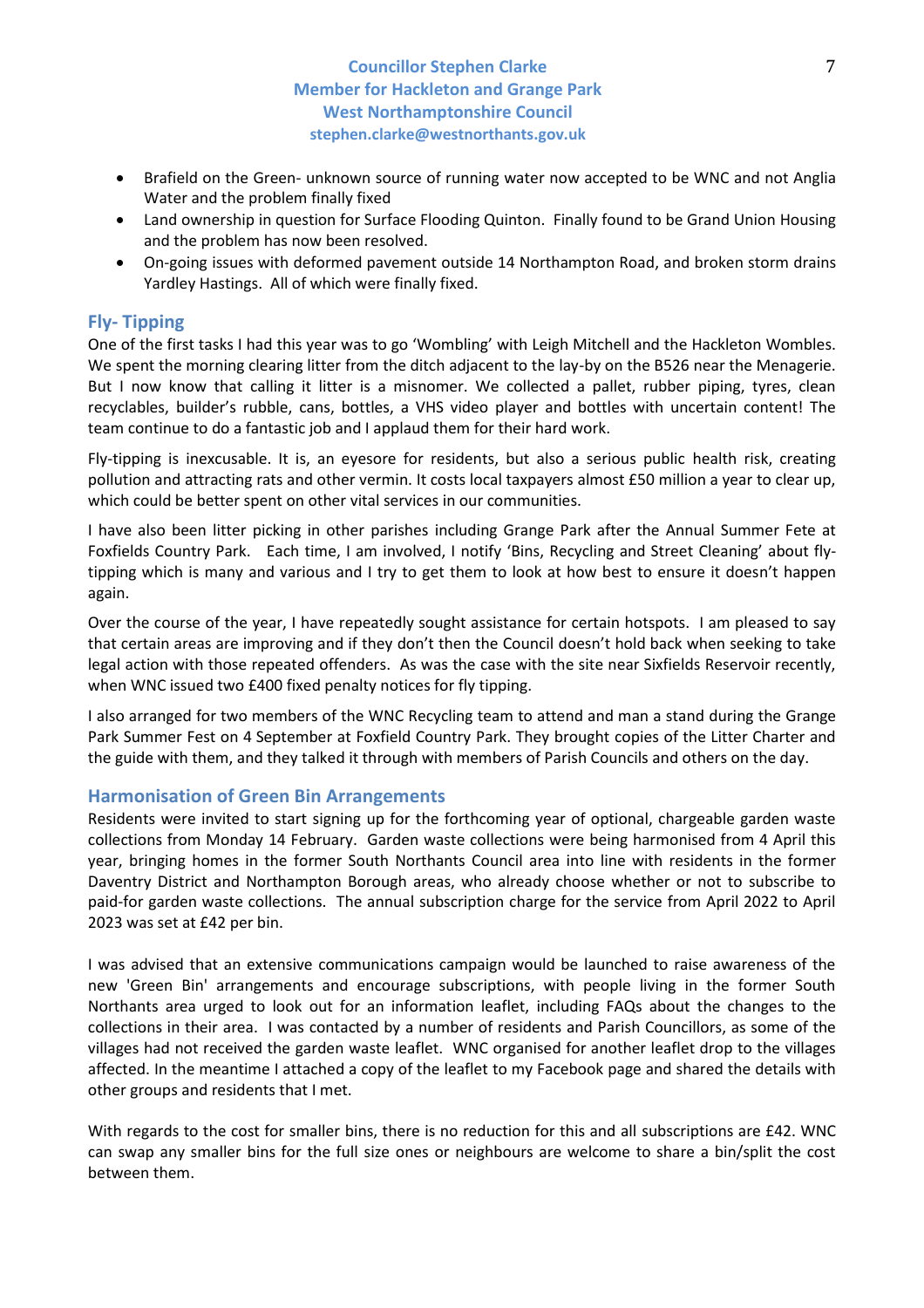- Brafield on the Green- unknown source of running water now accepted to be WNC and not Anglia Water and the problem finally fixed
- Land ownership in question for Surface Flooding Quinton. Finally found to be Grand Union Housing and the problem has now been resolved.
- On-going issues with deformed pavement outside 14 Northampton Road, and broken storm drains Yardley Hastings. All of which were finally fixed.

## Fly- Tipping

One of the first tasks I had this year was to go 'Wombling' with Leigh Mitchell and the Hackleton Wombles. We spent the morning clearing litter from the ditch adjacent to the lay-by on the B526 near the Menagerie. But I now know that calling it litter is a misnomer. We collected a pallet, rubber piping, tyres, clean recyclables, builder's rubble, cans, bottles, a VHS video player and bottles with uncertain content! The team continue to do a fantastic job and I applaud them for their hard work.

Fly-tipping is inexcusable. It is, an eyesore for residents, but also a serious public health risk, creating pollution and attracting rats and other vermin. It costs local taxpayers almost £50 million a year to clear up, which could be better spent on other vital services in our communities.

I have also been litter picking in other parishes including Grange Park after the Annual Summer Fete at Foxfields Country Park. Each time, I am involved, I notify 'Bins, Recycling and Street Cleaning' about fly-tipping which is many and various and I try to get them to look at how best to ensure it doesn't happen again.

Over the course of the year, I have repeatedly sought assistance for certain hotspots. I am pleased to say that certain areas are improving and if they don't then the Council doesn't hold back when seeking to take legal action with those repeated offenders. As was the case with the site near Sixfields Reservoir recently, when WNC issued two £400 fixed penalty notices for fly tipping.

I also arranged for two members of the WNC Recycling team to attend and man a stand during the Grange Park Summer Fest on 4 September at Foxfield Country Park. They brought copies of the Litter Charter and the guide with them, and they talked it through with members of Parish Councils and others on the day.

## Harmonisation of Green Bin Arrangements

Residents were invited to start signing up for the forthcoming year of optional, chargeable garden waste collections from Monday 14 February. Garden waste collections were being harmonised from 4 April this year, bringing homes in the former South Northants Council area into line with residents in the former Daventry District and Northampton Borough areas, who already choose whether or not to subscribe to paid-for garden waste collections. The annual subscription charge for the service from April 2022 to April 2023 was set at £42 per bin.

I was advised that an extensive communications campaign would be launched to raise awareness of the new 'Green Bin' arrangements and encourage subscriptions, with people living in the former South Northants area urged to look out for an information leaflet, including FAQs about the changes to the collections in their area. I was contacted by a number of residents and Parish Councillors, as some of the villages had not received the garden waste leaflet. WNC organised for another leaflet drop to the villages affected. In the meantime I attached a copy of the leaflet to my Facebook page and shared the details with other groups and residents that I met.

With regards to the cost for smaller bins, there is no reduction for this and all subscriptions are £42. WNC can swap any smaller bins for the full size ones or neighbours are welcome to share a bin/split the cost between them.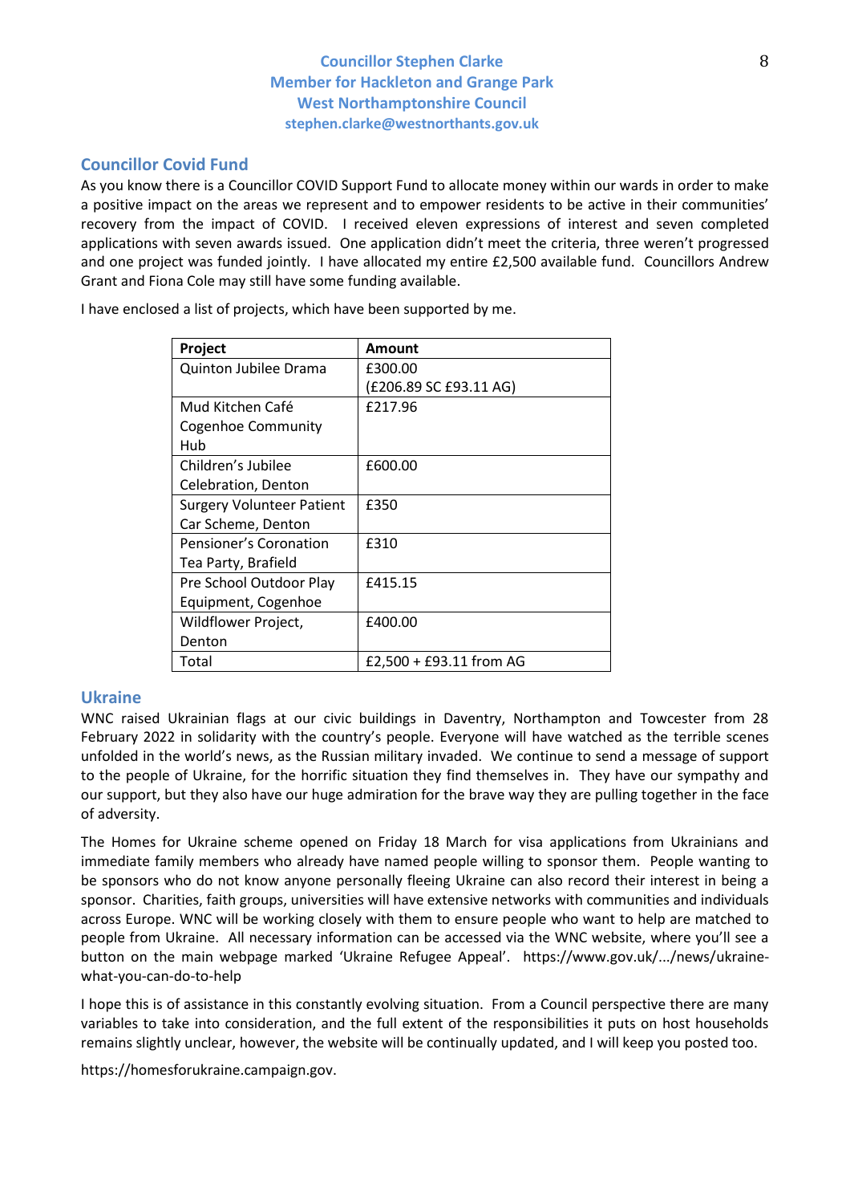**Councillor Stephen Clarke**
**Member for Hackleton and Grange Park**
**West Northamptonshire Council**
**stephen.clarke@westnorthants.gov.uk**

## Councillor Covid Fund

As you know there is a Councillor COVID Support Fund to allocate money within our wards in order to make a positive impact on the areas we represent and to empower residents to be active in their communities' recovery from the impact of COVID. I received eleven expressions of interest and seven completed applications with seven awards issued. One application didn't meet the criteria, three weren't progressed and one project was funded jointly. I have allocated my entire £2,500 available fund. Councillors Andrew Grant and Fiona Cole may still have some funding available.

I have enclosed a list of projects, which have been supported by me.

| Project | Amount |
|---|---|
| Quinton Jubilee Drama | £300.00 (£206.89 SC £93.11 AG) |
| Mud Kitchen Café Cogenhoe Community Hub | £217.96 |
| Children's Jubilee Celebration, Denton | £600.00 |
| Surgery Volunteer Patient Car Scheme, Denton | £350 |
| Pensioner's Coronation Tea Party, Brafield | £310 |
| Pre School Outdoor Play Equipment, Cogenhoe | £415.15 |
| Wildflower Project, Denton | £400.00 |
| Total | £2,500 + £93.11 from AG |

## Ukraine

WNC raised Ukrainian flags at our civic buildings in Daventry, Northampton and Towcester from 28 February 2022 in solidarity with the country's people. Everyone will have watched as the terrible scenes unfolded in the world's news, as the Russian military invaded. We continue to send a message of support to the people of Ukraine, for the horrific situation they find themselves in. They have our sympathy and our support, but they also have our huge admiration for the brave way they are pulling together in the face of adversity.

The Homes for Ukraine scheme opened on Friday 18 March for visa applications from Ukrainians and immediate family members who already have named people willing to sponsor them. People wanting to be sponsors who do not know anyone personally fleeing Ukraine can also record their interest in being a sponsor. Charities, faith groups, universities will have extensive networks with communities and individuals across Europe. WNC will be working closely with them to ensure people who want to help are matched to people from Ukraine. All necessary information can be accessed via the WNC website, where you'll see a button on the main webpage marked 'Ukraine Refugee Appeal'. https://www.gov.uk/.../news/ukraine-what-you-can-do-to-help

I hope this is of assistance in this constantly evolving situation. From a Council perspective there are many variables to take into consideration, and the full extent of the responsibilities it puts on host households remains slightly unclear, however, the website will be continually updated, and I will keep you posted too.

https://homesforukraine.campaign.gov.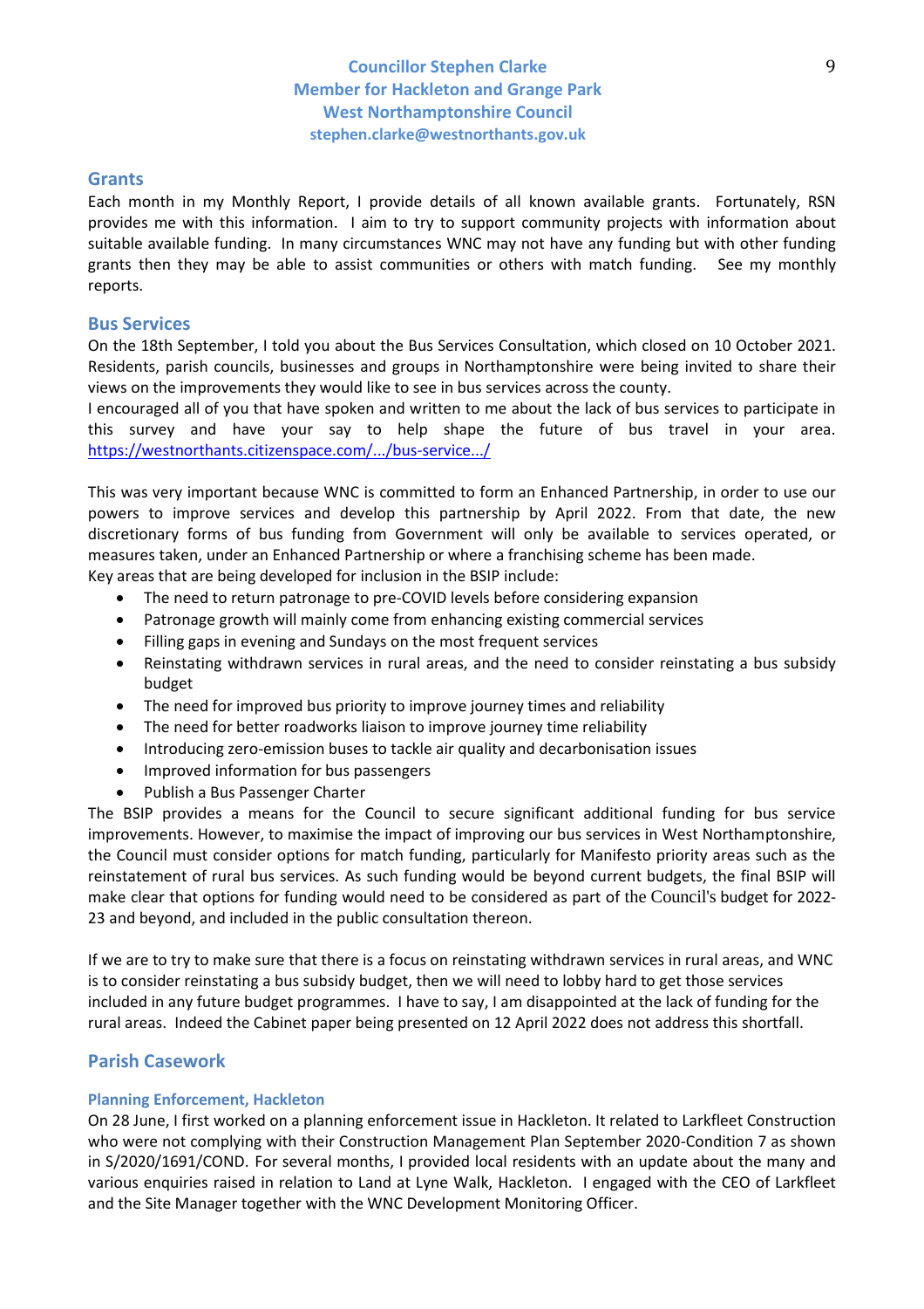**Councillor Stephen Clarke**
**Member for Hackleton and Grange Park**
**West Northamptonshire Council**
**stephen.clarke@westnorthants.gov.uk**

## Grants

Each month in my Monthly Report, I provide details of all known available grants. Fortunately, RSN provides me with this information. I aim to try to support community projects with information about suitable available funding. In many circumstances WNC may not have any funding but with other funding grants then they may be able to assist communities or others with match funding. See my monthly reports.

## Bus Services

On the 18th September, I told you about the Bus Services Consultation, which closed on 10 October 2021. Residents, parish councils, businesses and groups in Northamptonshire were being invited to share their views on the improvements they would like to see in bus services across the county.
I encouraged all of you that have spoken and written to me about the lack of bus services to participate in this survey and have your say to help shape the future of bus travel in your area. https://westnorthants.citizenspace.com/.../bus-service.../

This was very important because WNC is committed to form an Enhanced Partnership, in order to use our powers to improve services and develop this partnership by April 2022. From that date, the new discretionary forms of bus funding from Government will only be available to services operated, or measures taken, under an Enhanced Partnership or where a franchising scheme has been made.
Key areas that are being developed for inclusion in the BSIP include:

- The need to return patronage to pre-COVID levels before considering expansion
- Patronage growth will mainly come from enhancing existing commercial services
- Filling gaps in evening and Sundays on the most frequent services
- Reinstating withdrawn services in rural areas, and the need to consider reinstating a bus subsidy budget
- The need for improved bus priority to improve journey times and reliability
- The need for better roadworks liaison to improve journey time reliability
- Introducing zero-emission buses to tackle air quality and decarbonisation issues
- Improved information for bus passengers
- Publish a Bus Passenger Charter

The BSIP provides a means for the Council to secure significant additional funding for bus service improvements. However, to maximise the impact of improving our bus services in West Northamptonshire, the Council must consider options for match funding, particularly for Manifesto priority areas such as the reinstatement of rural bus services. As such funding would be beyond current budgets, the final BSIP will make clear that options for funding would need to be considered as part of the Council's budget for 2022-23 and beyond, and included in the public consultation thereon.

If we are to try to make sure that there is a focus on reinstating withdrawn services in rural areas, and WNC is to consider reinstating a bus subsidy budget, then we will need to lobby hard to get those services included in any future budget programmes. I have to say, I am disappointed at the lack of funding for the rural areas. Indeed the Cabinet paper being presented on 12 April 2022 does not address this shortfall.

## Parish Casework

### Planning Enforcement, Hackleton

On 28 June, I first worked on a planning enforcement issue in Hackleton. It related to Larkfleet Construction who were not complying with their Construction Management Plan September 2020-Condition 7 as shown in S/2020/1691/COND. For several months, I provided local residents with an update about the many and various enquiries raised in relation to Land at Lyne Walk, Hackleton. I engaged with the CEO of Larkfleet and the Site Manager together with the WNC Development Monitoring Officer.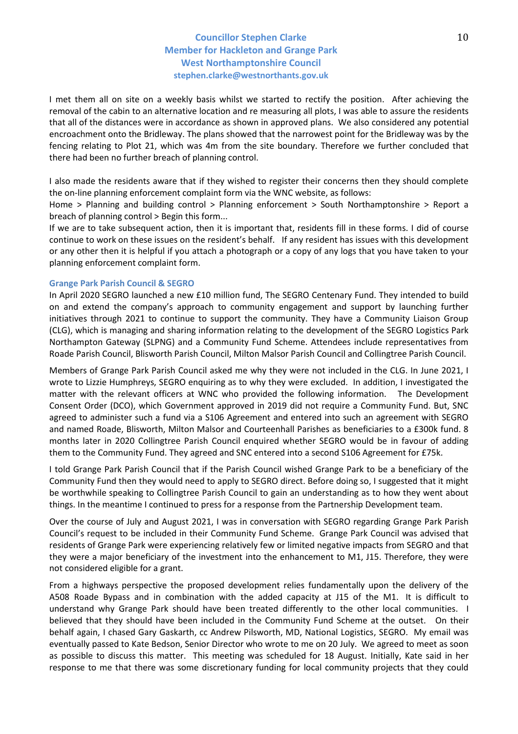I met them all on site on a weekly basis whilst we started to rectify the position. After achieving the removal of the cabin to an alternative location and re measuring all plots, I was able to assure the residents that all of the distances were in accordance as shown in approved plans. We also considered any potential encroachment onto the Bridleway. The plans showed that the narrowest point for the Bridleway was by the fencing relating to Plot 21, which was 4m from the site boundary. Therefore we further concluded that there had been no further breach of planning control.

I also made the residents aware that if they wished to register their concerns then they should complete the on-line planning enforcement complaint form via the WNC website, as follows:
Home > Planning and building control > Planning enforcement > South Northamptonshire > Report a breach of planning control > Begin this form...
If we are to take subsequent action, then it is important that, residents fill in these forms. I did of course continue to work on these issues on the resident's behalf. If any resident has issues with this development or any other then it is helpful if you attach a photograph or a copy of any logs that you have taken to your planning enforcement complaint form.

### Grange Park Parish Council & SEGRO

In April 2020 SEGRO launched a new £10 million fund, The SEGRO Centenary Fund. They intended to build on and extend the company's approach to community engagement and support by launching further initiatives through 2021 to continue to support the community. They have a Community Liaison Group (CLG), which is managing and sharing information relating to the development of the SEGRO Logistics Park Northampton Gateway (SLPNG) and a Community Fund Scheme. Attendees include representatives from Roade Parish Council, Blisworth Parish Council, Milton Malsor Parish Council and Collingtree Parish Council.

Members of Grange Park Parish Council asked me why they were not included in the CLG. In June 2021, I wrote to Lizzie Humphreys, SEGRO enquiring as to why they were excluded. In addition, I investigated the matter with the relevant officers at WNC who provided the following information. The Development Consent Order (DCO), which Government approved in 2019 did not require a Community Fund. But, SNC agreed to administer such a fund via a S106 Agreement and entered into such an agreement with SEGRO and named Roade, Blisworth, Milton Malsor and Courteenhall Parishes as beneficiaries to a £300k fund. 8 months later in 2020 Collingtree Parish Council enquired whether SEGRO would be in favour of adding them to the Community Fund. They agreed and SNC entered into a second S106 Agreement for £75k.

I told Grange Park Parish Council that if the Parish Council wished Grange Park to be a beneficiary of the Community Fund then they would need to apply to SEGRO direct. Before doing so, I suggested that it might be worthwhile speaking to Collingtree Parish Council to gain an understanding as to how they went about things. In the meantime I continued to press for a response from the Partnership Development team.

Over the course of July and August 2021, I was in conversation with SEGRO regarding Grange Park Parish Council's request to be included in their Community Fund Scheme. Grange Park Council was advised that residents of Grange Park were experiencing relatively few or limited negative impacts from SEGRO and that they were a major beneficiary of the investment into the enhancement to M1, J15. Therefore, they were not considered eligible for a grant.

From a highways perspective the proposed development relies fundamentally upon the delivery of the A508 Roade Bypass and in combination with the added capacity at J15 of the M1. It is difficult to understand why Grange Park should have been treated differently to the other local communities. I believed that they should have been included in the Community Fund Scheme at the outset. On their behalf again, I chased Gary Gaskarth, cc Andrew Pilsworth, MD, National Logistics, SEGRO. My email was eventually passed to Kate Bedson, Senior Director who wrote to me on 20 July. We agreed to meet as soon as possible to discuss this matter. This meeting was scheduled for 18 August. Initially, Kate said in her response to me that there was some discretionary funding for local community projects that they could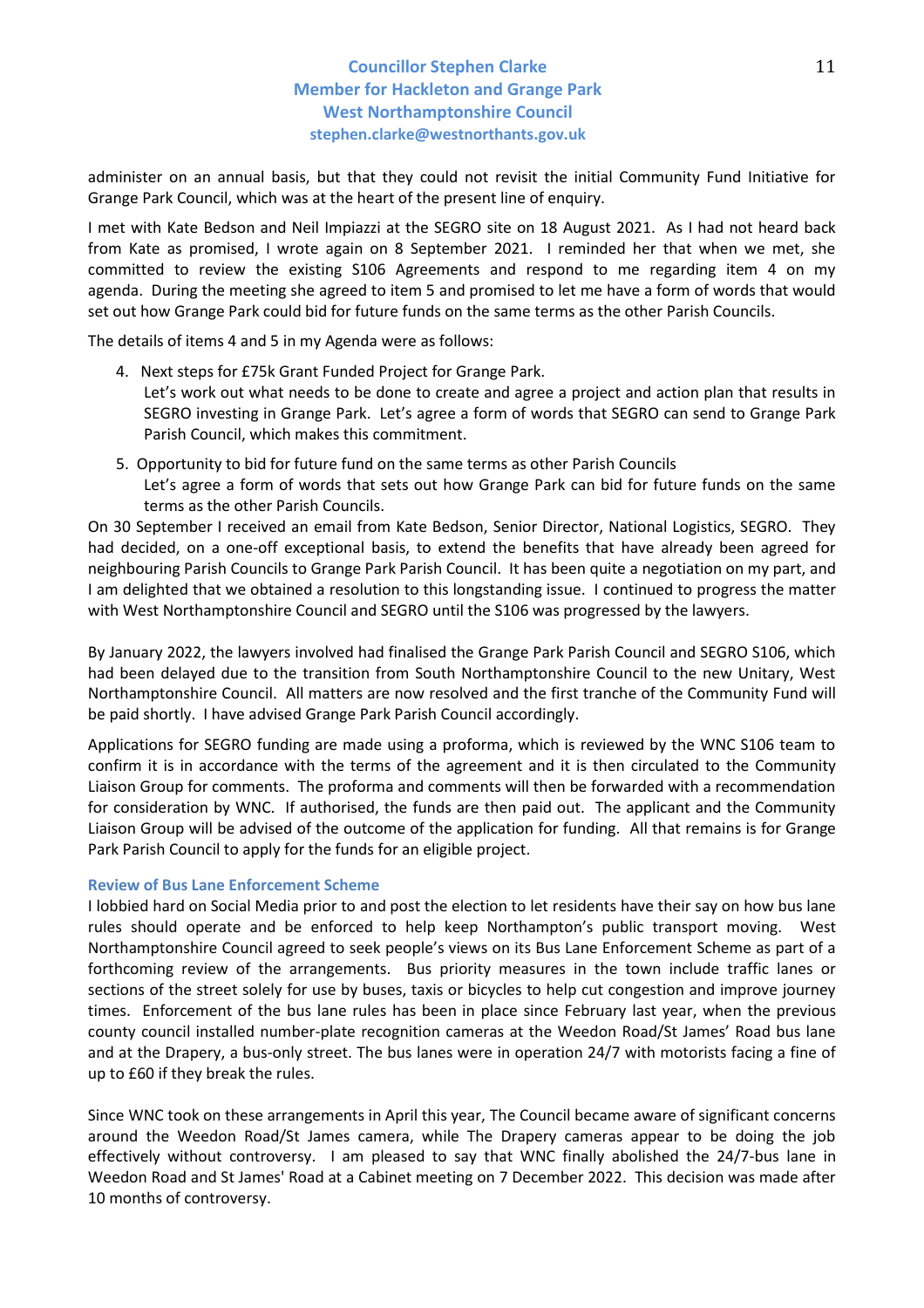administer on an annual basis, but that they could not revisit the initial Community Fund Initiative for Grange Park Council, which was at the heart of the present line of enquiry.

I met with Kate Bedson and Neil Impiazzi at the SEGRO site on 18 August 2021. As I had not heard back from Kate as promised, I wrote again on 8 September 2021. I reminded her that when we met, she committed to review the existing S106 Agreements and respond to me regarding item 4 on my agenda. During the meeting she agreed to item 5 and promised to let me have a form of words that would set out how Grange Park could bid for future funds on the same terms as the other Parish Councils.

The details of items 4 and 5 in my Agenda were as follows:

4. Next steps for £75k Grant Funded Project for Grange Park.
   Let's work out what needs to be done to create and agree a project and action plan that results in SEGRO investing in Grange Park. Let's agree a form of words that SEGRO can send to Grange Park Parish Council, which makes this commitment.
5. Opportunity to bid for future fund on the same terms as other Parish Councils
   Let's agree a form of words that sets out how Grange Park can bid for future funds on the same terms as the other Parish Councils.

On 30 September I received an email from Kate Bedson, Senior Director, National Logistics, SEGRO. They had decided, on a one-off exceptional basis, to extend the benefits that have already been agreed for neighbouring Parish Councils to Grange Park Parish Council. It has been quite a negotiation on my part, and I am delighted that we obtained a resolution to this longstanding issue. I continued to progress the matter with West Northamptonshire Council and SEGRO until the S106 was progressed by the lawyers.

By January 2022, the lawyers involved had finalised the Grange Park Parish Council and SEGRO S106, which had been delayed due to the transition from South Northamptonshire Council to the new Unitary, West Northamptonshire Council. All matters are now resolved and the first tranche of the Community Fund will be paid shortly. I have advised Grange Park Parish Council accordingly.

Applications for SEGRO funding are made using a proforma, which is reviewed by the WNC S106 team to confirm it is in accordance with the terms of the agreement and it is then circulated to the Community Liaison Group for comments. The proforma and comments will then be forwarded with a recommendation for consideration by WNC. If authorised, the funds are then paid out. The applicant and the Community Liaison Group will be advised of the outcome of the application for funding. All that remains is for Grange Park Parish Council to apply for the funds for an eligible project.

### Review of Bus Lane Enforcement Scheme

I lobbied hard on Social Media prior to and post the election to let residents have their say on how bus lane rules should operate and be enforced to help keep Northampton's public transport moving. West Northamptonshire Council agreed to seek people's views on its Bus Lane Enforcement Scheme as part of a forthcoming review of the arrangements. Bus priority measures in the town include traffic lanes or sections of the street solely for use by buses, taxis or bicycles to help cut congestion and improve journey times. Enforcement of the bus lane rules has been in place since February last year, when the previous county council installed number-plate recognition cameras at the Weedon Road/St James' Road bus lane and at the Drapery, a bus-only street. The bus lanes were in operation 24/7 with motorists facing a fine of up to £60 if they break the rules.

Since WNC took on these arrangements in April this year, The Council became aware of significant concerns around the Weedon Road/St James camera, while The Drapery cameras appear to be doing the job effectively without controversy. I am pleased to say that WNC finally abolished the 24/7-bus lane in Weedon Road and St James' Road at a Cabinet meeting on 7 December 2022. This decision was made after 10 months of controversy.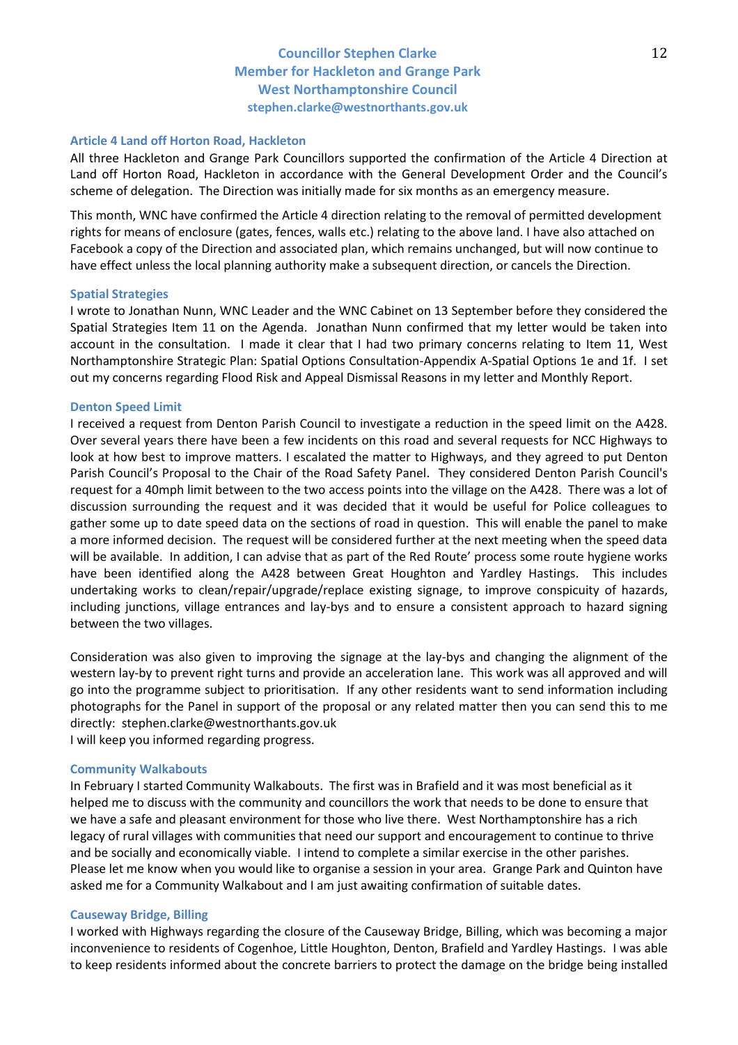**Councillor Stephen Clarke**
**Member for Hackleton and Grange Park**
**West Northamptonshire Council**
**stephen.clarke@westnorthants.gov.uk**

### Article 4 Land off Horton Road, Hackleton

All three Hackleton and Grange Park Councillors supported the confirmation of the Article 4 Direction at Land off Horton Road, Hackleton in accordance with the General Development Order and the Council's scheme of delegation. The Direction was initially made for six months as an emergency measure.

This month, WNC have confirmed the Article 4 direction relating to the removal of permitted development rights for means of enclosure (gates, fences, walls etc.) relating to the above land. I have also attached on Facebook a copy of the Direction and associated plan, which remains unchanged, but will now continue to have effect unless the local planning authority make a subsequent direction, or cancels the Direction.

### Spatial Strategies

I wrote to Jonathan Nunn, WNC Leader and the WNC Cabinet on 13 September before they considered the Spatial Strategies Item 11 on the Agenda. Jonathan Nunn confirmed that my letter would be taken into account in the consultation. I made it clear that I had two primary concerns relating to Item 11, West Northamptonshire Strategic Plan: Spatial Options Consultation-Appendix A-Spatial Options 1e and 1f. I set out my concerns regarding Flood Risk and Appeal Dismissal Reasons in my letter and Monthly Report.

### Denton Speed Limit

I received a request from Denton Parish Council to investigate a reduction in the speed limit on the A428. Over several years there have been a few incidents on this road and several requests for NCC Highways to look at how best to improve matters. I escalated the matter to Highways, and they agreed to put Denton Parish Council's Proposal to the Chair of the Road Safety Panel. They considered Denton Parish Council's request for a 40mph limit between to the two access points into the village on the A428. There was a lot of discussion surrounding the request and it was decided that it would be useful for Police colleagues to gather some up to date speed data on the sections of road in question. This will enable the panel to make a more informed decision. The request will be considered further at the next meeting when the speed data will be available. In addition, I can advise that as part of the Red Route' process some route hygiene works have been identified along the A428 between Great Houghton and Yardley Hastings. This includes undertaking works to clean/repair/upgrade/replace existing signage, to improve conspicuity of hazards, including junctions, village entrances and lay-bys and to ensure a consistent approach to hazard signing between the two villages.

Consideration was also given to improving the signage at the lay-bys and changing the alignment of the western lay-by to prevent right turns and provide an acceleration lane. This work was all approved and will go into the programme subject to prioritisation. If any other residents want to send information including photographs for the Panel in support of the proposal or any related matter then you can send this to me directly: stephen.clarke@westnorthants.gov.uk
I will keep you informed regarding progress.

### Community Walkabouts

In February I started Community Walkabouts. The first was in Brafield and it was most beneficial as it helped me to discuss with the community and councillors the work that needs to be done to ensure that we have a safe and pleasant environment for those who live there. West Northamptonshire has a rich legacy of rural villages with communities that need our support and encouragement to continue to thrive and be socially and economically viable. I intend to complete a similar exercise in the other parishes. Please let me know when you would like to organise a session in your area. Grange Park and Quinton have asked me for a Community Walkabout and I am just awaiting confirmation of suitable dates.

### Causeway Bridge, Billing

I worked with Highways regarding the closure of the Causeway Bridge, Billing, which was becoming a major inconvenience to residents of Cogenhoe, Little Houghton, Denton, Brafield and Yardley Hastings. I was able to keep residents informed about the concrete barriers to protect the damage on the bridge being installed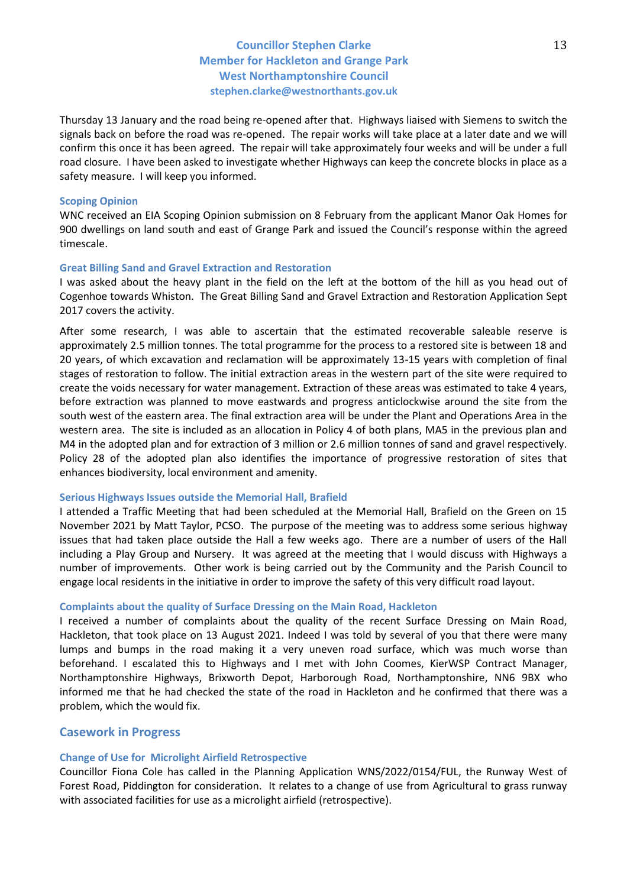Thursday 13 January and the road being re-opened after that. Highways liaised with Siemens to switch the signals back on before the road was re-opened. The repair works will take place at a later date and we will confirm this once it has been agreed. The repair will take approximately four weeks and will be under a full road closure. I have been asked to investigate whether Highways can keep the concrete blocks in place as a safety measure. I will keep you informed.

### Scoping Opinion

WNC received an EIA Scoping Opinion submission on 8 February from the applicant Manor Oak Homes for 900 dwellings on land south and east of Grange Park and issued the Council's response within the agreed timescale.

### Great Billing Sand and Gravel Extraction and Restoration

I was asked about the heavy plant in the field on the left at the bottom of the hill as you head out of Cogenhoe towards Whiston. The Great Billing Sand and Gravel Extraction and Restoration Application Sept 2017 covers the activity.

After some research, I was able to ascertain that the estimated recoverable saleable reserve is approximately 2.5 million tonnes. The total programme for the process to a restored site is between 18 and 20 years, of which excavation and reclamation will be approximately 13-15 years with completion of final stages of restoration to follow. The initial extraction areas in the western part of the site were required to create the voids necessary for water management. Extraction of these areas was estimated to take 4 years, before extraction was planned to move eastwards and progress anticlockwise around the site from the south west of the eastern area. The final extraction area will be under the Plant and Operations Area in the western area. The site is included as an allocation in Policy 4 of both plans, MA5 in the previous plan and M4 in the adopted plan and for extraction of 3 million or 2.6 million tonnes of sand and gravel respectively. Policy 28 of the adopted plan also identifies the importance of progressive restoration of sites that enhances biodiversity, local environment and amenity.

### Serious Highways Issues outside the Memorial Hall, Brafield

I attended a Traffic Meeting that had been scheduled at the Memorial Hall, Brafield on the Green on 15 November 2021 by Matt Taylor, PCSO. The purpose of the meeting was to address some serious highway issues that had taken place outside the Hall a few weeks ago. There are a number of users of the Hall including a Play Group and Nursery. It was agreed at the meeting that I would discuss with Highways a number of improvements. Other work is being carried out by the Community and the Parish Council to engage local residents in the initiative in order to improve the safety of this very difficult road layout.

### Complaints about the quality of Surface Dressing on the Main Road, Hackleton

I received a number of complaints about the quality of the recent Surface Dressing on Main Road, Hackleton, that took place on 13 August 2021. Indeed I was told by several of you that there were many lumps and bumps in the road making it a very uneven road surface, which was much worse than beforehand. I escalated this to Highways and I met with John Coomes, KierWSP Contract Manager, Northamptonshire Highways, Brixworth Depot, Harborough Road, Northamptonshire, NN6 9BX who informed me that he had checked the state of the road in Hackleton and he confirmed that there was a problem, which the would fix.

## Casework in Progress

### Change of Use for Microlight Airfield Retrospective

Councillor Fiona Cole has called in the Planning Application WNS/2022/0154/FUL, the Runway West of Forest Road, Piddington for consideration. It relates to a change of use from Agricultural to grass runway with associated facilities for use as a microlight airfield (retrospective).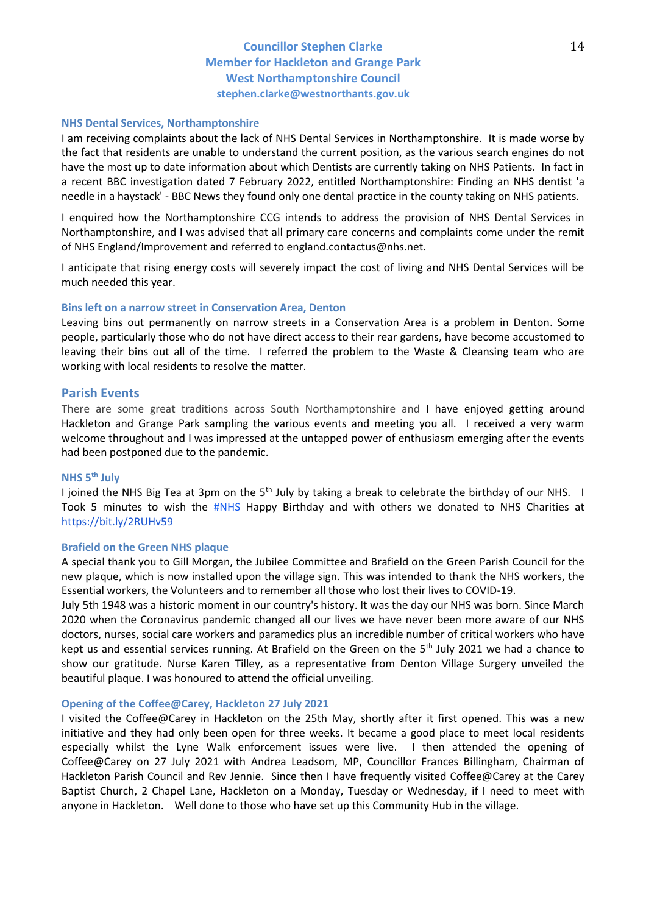**Councillor Stephen Clarke**
**Member for Hackleton and Grange Park**
**West Northamptonshire Council**
**stephen.clarke@westnorthants.gov.uk**

### NHS Dental Services, Northamptonshire

I am receiving complaints about the lack of NHS Dental Services in Northamptonshire. It is made worse by the fact that residents are unable to understand the current position, as the various search engines do not have the most up to date information about which Dentists are currently taking on NHS Patients. In fact in a recent BBC investigation dated 7 February 2022, entitled Northamptonshire: Finding an NHS dentist 'a needle in a haystack' - BBC News they found only one dental practice in the county taking on NHS patients.

I enquired how the Northamptonshire CCG intends to address the provision of NHS Dental Services in Northamptonshire, and I was advised that all primary care concerns and complaints come under the remit of NHS England/Improvement and referred to england.contactus@nhs.net.

I anticipate that rising energy costs will severely impact the cost of living and NHS Dental Services will be much needed this year.

### Bins left on a narrow street in Conservation Area, Denton

Leaving bins out permanently on narrow streets in a Conservation Area is a problem in Denton. Some people, particularly those who do not have direct access to their rear gardens, have become accustomed to leaving their bins out all of the time. I referred the problem to the Waste & Cleansing team who are working with local residents to resolve the matter.

## Parish Events

There are some great traditions across South Northamptonshire and I have enjoyed getting around Hackleton and Grange Park sampling the various events and meeting you all. I received a very warm welcome throughout and I was impressed at the untapped power of enthusiasm emerging after the events had been postponed due to the pandemic.

### NHS 5th July

I joined the NHS Big Tea at 3pm on the 5th July by taking a break to celebrate the birthday of our NHS. I Took 5 minutes to wish the #NHS Happy Birthday and with others we donated to NHS Charities at https://bit.ly/2RUHv59

### Brafield on the Green NHS plaque

A special thank you to Gill Morgan, the Jubilee Committee and Brafield on the Green Parish Council for the new plaque, which is now installed upon the village sign. This was intended to thank the NHS workers, the Essential workers, the Volunteers and to remember all those who lost their lives to COVID-19.

July 5th 1948 was a historic moment in our country's history. It was the day our NHS was born. Since March 2020 when the Coronavirus pandemic changed all our lives we have never been more aware of our NHS doctors, nurses, social care workers and paramedics plus an incredible number of critical workers who have kept us and essential services running. At Brafield on the Green on the 5th July 2021 we had a chance to show our gratitude. Nurse Karen Tilley, as a representative from Denton Village Surgery unveiled the beautiful plaque. I was honoured to attend the official unveiling.

### Opening of the Coffee@Carey, Hackleton 27 July 2021

I visited the Coffee@Carey in Hackleton on the 25th May, shortly after it first opened. This was a new initiative and they had only been open for three weeks. It became a good place to meet local residents especially whilst the Lyne Walk enforcement issues were live. I then attended the opening of Coffee@Carey on 27 July 2021 with Andrea Leadsom, MP, Councillor Frances Billingham, Chairman of Hackleton Parish Council and Rev Jennie. Since then I have frequently visited Coffee@Carey at the Carey Baptist Church, 2 Chapel Lane, Hackleton on a Monday, Tuesday or Wednesday, if I need to meet with anyone in Hackleton. Well done to those who have set up this Community Hub in the village.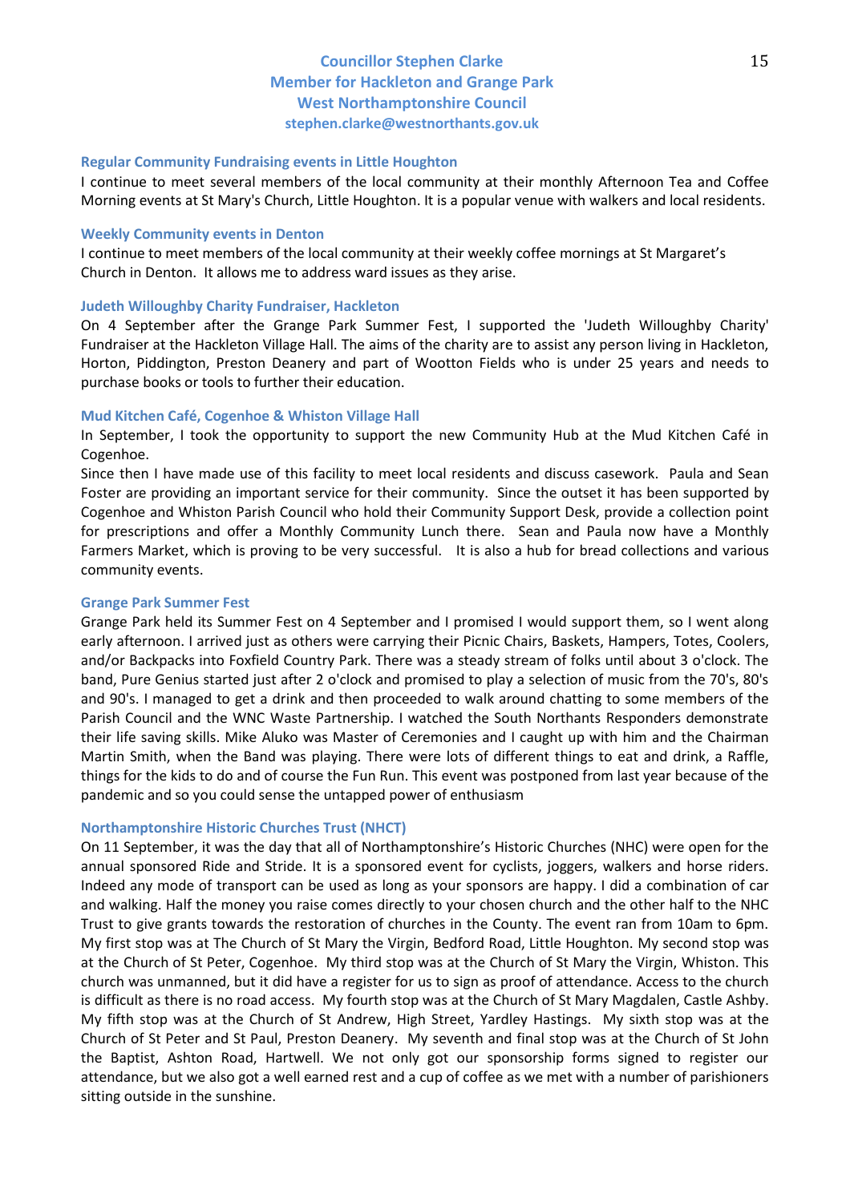**Councillor Stephen Clarke**
**Member for Hackleton and Grange Park**
**West Northamptonshire Council**
**stephen.clarke@westnorthants.gov.uk**

### Regular Community Fundraising events in Little Houghton

I continue to meet several members of the local community at their monthly Afternoon Tea and Coffee Morning events at St Mary's Church, Little Houghton. It is a popular venue with walkers and local residents.

### Weekly Community events in Denton

I continue to meet members of the local community at their weekly coffee mornings at St Margaret's Church in Denton. It allows me to address ward issues as they arise.

### Judeth Willoughby Charity Fundraiser, Hackleton

On 4 September after the Grange Park Summer Fest, I supported the 'Judeth Willoughby Charity' Fundraiser at the Hackleton Village Hall. The aims of the charity are to assist any person living in Hackleton, Horton, Piddington, Preston Deanery and part of Wootton Fields who is under 25 years and needs to purchase books or tools to further their education.

### Mud Kitchen Café, Cogenhoe & Whiston Village Hall

In September, I took the opportunity to support the new Community Hub at the Mud Kitchen Café in Cogenhoe.

Since then I have made use of this facility to meet local residents and discuss casework. Paula and Sean Foster are providing an important service for their community. Since the outset it has been supported by Cogenhoe and Whiston Parish Council who hold their Community Support Desk, provide a collection point for prescriptions and offer a Monthly Community Lunch there. Sean and Paula now have a Monthly Farmers Market, which is proving to be very successful. It is also a hub for bread collections and various community events.

### Grange Park Summer Fest

Grange Park held its Summer Fest on 4 September and I promised I would support them, so I went along early afternoon. I arrived just as others were carrying their Picnic Chairs, Baskets, Hampers, Totes, Coolers, and/or Backpacks into Foxfield Country Park. There was a steady stream of folks until about 3 o'clock. The band, Pure Genius started just after 2 o'clock and promised to play a selection of music from the 70's, 80's and 90's. I managed to get a drink and then proceeded to walk around chatting to some members of the Parish Council and the WNC Waste Partnership. I watched the South Northants Responders demonstrate their life saving skills. Mike Aluko was Master of Ceremonies and I caught up with him and the Chairman Martin Smith, when the Band was playing. There were lots of different things to eat and drink, a Raffle, things for the kids to do and of course the Fun Run. This event was postponed from last year because of the pandemic and so you could sense the untapped power of enthusiasm

### Northamptonshire Historic Churches Trust (NHCT)

On 11 September, it was the day that all of Northamptonshire's Historic Churches (NHC) were open for the annual sponsored Ride and Stride. It is a sponsored event for cyclists, joggers, walkers and horse riders. Indeed any mode of transport can be used as long as your sponsors are happy. I did a combination of car and walking. Half the money you raise comes directly to your chosen church and the other half to the NHC Trust to give grants towards the restoration of churches in the County. The event ran from 10am to 6pm. My first stop was at The Church of St Mary the Virgin, Bedford Road, Little Houghton. My second stop was at the Church of St Peter, Cogenhoe. My third stop was at the Church of St Mary the Virgin, Whiston. This church was unmanned, but it did have a register for us to sign as proof of attendance. Access to the church is difficult as there is no road access. My fourth stop was at the Church of St Mary Magdalen, Castle Ashby. My fifth stop was at the Church of St Andrew, High Street, Yardley Hastings. My sixth stop was at the Church of St Peter and St Paul, Preston Deanery. My seventh and final stop was at the Church of St John the Baptist, Ashton Road, Hartwell. We not only got our sponsorship forms signed to register our attendance, but we also got a well earned rest and a cup of coffee as we met with a number of parishioners sitting outside in the sunshine.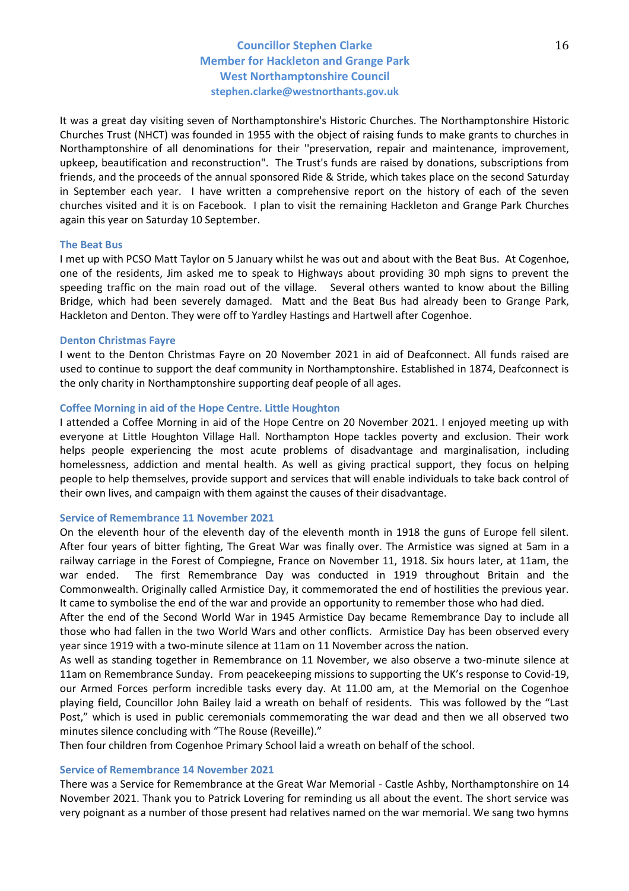**Councillor Stephen Clarke**
**Member for Hackleton and Grange Park**
**West Northamptonshire Council**
**stephen.clarke@westnorthants.gov.uk**

It was a great day visiting seven of Northamptonshire's Historic Churches. The Northamptonshire Historic Churches Trust (NHCT) was founded in 1955 with the object of raising funds to make grants to churches in Northamptonshire of all denominations for their ''preservation, repair and maintenance, improvement, upkeep, beautification and reconstruction". The Trust's funds are raised by donations, subscriptions from friends, and the proceeds of the annual sponsored Ride & Stride, which takes place on the second Saturday in September each year. I have written a comprehensive report on the history of each of the seven churches visited and it is on Facebook. I plan to visit the remaining Hackleton and Grange Park Churches again this year on Saturday 10 September.

### The Beat Bus

I met up with PCSO Matt Taylor on 5 January whilst he was out and about with the Beat Bus. At Cogenhoe, one of the residents, Jim asked me to speak to Highways about providing 30 mph signs to prevent the speeding traffic on the main road out of the village. Several others wanted to know about the Billing Bridge, which had been severely damaged. Matt and the Beat Bus had already been to Grange Park, Hackleton and Denton. They were off to Yardley Hastings and Hartwell after Cogenhoe.

### Denton Christmas Fayre

I went to the Denton Christmas Fayre on 20 November 2021 in aid of Deafconnect. All funds raised are used to continue to support the deaf community in Northamptonshire. Established in 1874, Deafconnect is the only charity in Northamptonshire supporting deaf people of all ages.

### Coffee Morning in aid of the Hope Centre. Little Houghton

I attended a Coffee Morning in aid of the Hope Centre on 20 November 2021. I enjoyed meeting up with everyone at Little Houghton Village Hall. Northampton Hope tackles poverty and exclusion. Their work helps people experiencing the most acute problems of disadvantage and marginalisation, including homelessness, addiction and mental health. As well as giving practical support, they focus on helping people to help themselves, provide support and services that will enable individuals to take back control of their own lives, and campaign with them against the causes of their disadvantage.

### Service of Remembrance 11 November 2021

On the eleventh hour of the eleventh day of the eleventh month in 1918 the guns of Europe fell silent. After four years of bitter fighting, The Great War was finally over. The Armistice was signed at 5am in a railway carriage in the Forest of Compiegne, France on November 11, 1918. Six hours later, at 11am, the war ended. The first Remembrance Day was conducted in 1919 throughout Britain and the Commonwealth. Originally called Armistice Day, it commemorated the end of hostilities the previous year. It came to symbolise the end of the war and provide an opportunity to remember those who had died.

After the end of the Second World War in 1945 Armistice Day became Remembrance Day to include all those who had fallen in the two World Wars and other conflicts. Armistice Day has been observed every year since 1919 with a two-minute silence at 11am on 11 November across the nation.

As well as standing together in Remembrance on 11 November, we also observe a two-minute silence at 11am on Remembrance Sunday. From peacekeeping missions to supporting the UK's response to Covid-19, our Armed Forces perform incredible tasks every day. At 11.00 am, at the Memorial on the Cogenhoe playing field, Councillor John Bailey laid a wreath on behalf of residents. This was followed by the "Last Post," which is used in public ceremonials commemorating the war dead and then we all observed two minutes silence concluding with "The Rouse (Reveille)."

Then four children from Cogenhoe Primary School laid a wreath on behalf of the school.

### Service of Remembrance 14 November 2021

There was a Service for Remembrance at the Great War Memorial - Castle Ashby, Northamptonshire on 14 November 2021. Thank you to Patrick Lovering for reminding us all about the event. The short service was very poignant as a number of those present had relatives named on the war memorial. We sang two hymns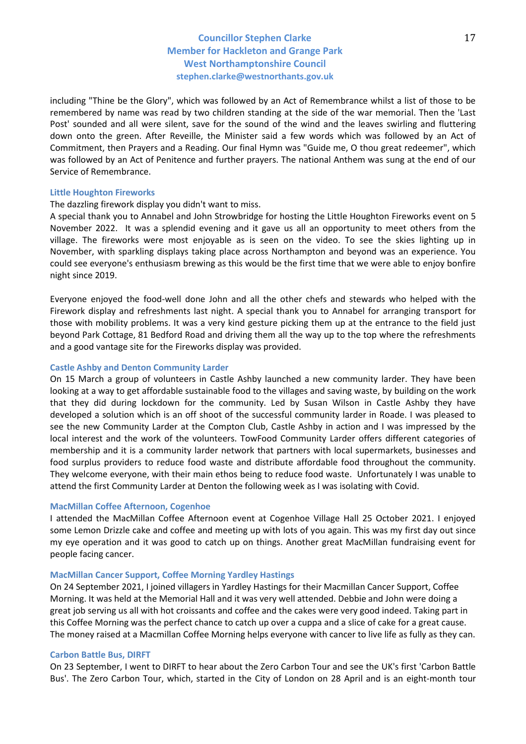including "Thine be the Glory", which was followed by an Act of Remembrance whilst a list of those to be remembered by name was read by two children standing at the side of the war memorial. Then the 'Last Post' sounded and all were silent, save for the sound of the wind and the leaves swirling and fluttering down onto the green. After Reveille, the Minister said a few words which was followed by an Act of Commitment, then Prayers and a Reading. Our final Hymn was "Guide me, O thou great redeemer", which was followed by an Act of Penitence and further prayers. The national Anthem was sung at the end of our Service of Remembrance.

### Little Houghton Fireworks

The dazzling firework display you didn't want to miss.

A special thank you to Annabel and John Strowbridge for hosting the Little Houghton Fireworks event on 5 November 2022. It was a splendid evening and it gave us all an opportunity to meet others from the village. The fireworks were most enjoyable as is seen on the video. To see the skies lighting up in November, with sparkling displays taking place across Northampton and beyond was an experience. You could see everyone's enthusiasm brewing as this would be the first time that we were able to enjoy bonfire night since 2019.

Everyone enjoyed the food-well done John and all the other chefs and stewards who helped with the Firework display and refreshments last night. A special thank you to Annabel for arranging transport for those with mobility problems. It was a very kind gesture picking them up at the entrance to the field just beyond Park Cottage, 81 Bedford Road and driving them all the way up to the top where the refreshments and a good vantage site for the Fireworks display was provided.

### Castle Ashby and Denton Community Larder

On 15 March a group of volunteers in Castle Ashby launched a new community larder. They have been looking at a way to get affordable sustainable food to the villages and saving waste, by building on the work that they did during lockdown for the community. Led by Susan Wilson in Castle Ashby they have developed a solution which is an off shoot of the successful community larder in Roade. I was pleased to see the new Community Larder at the Compton Club, Castle Ashby in action and I was impressed by the local interest and the work of the volunteers. TowFood Community Larder offers different categories of membership and it is a community larder network that partners with local supermarkets, businesses and food surplus providers to reduce food waste and distribute affordable food throughout the community. They welcome everyone, with their main ethos being to reduce food waste. Unfortunately I was unable to attend the first Community Larder at Denton the following week as I was isolating with Covid.

### MacMillan Coffee Afternoon, Cogenhoe

I attended the MacMillan Coffee Afternoon event at Cogenhoe Village Hall 25 October 2021. I enjoyed some Lemon Drizzle cake and coffee and meeting up with lots of you again. This was my first day out since my eye operation and it was good to catch up on things. Another great MacMillan fundraising event for people facing cancer.

### MacMillan Cancer Support, Coffee Morning Yardley Hastings

On 24 September 2021, I joined villagers in Yardley Hastings for their Macmillan Cancer Support, Coffee Morning. It was held at the Memorial Hall and it was very well attended. Debbie and John were doing a great job serving us all with hot croissants and coffee and the cakes were very good indeed. Taking part in this Coffee Morning was the perfect chance to catch up over a cuppa and a slice of cake for a great cause. The money raised at a Macmillan Coffee Morning helps everyone with cancer to live life as fully as they can.

### Carbon Battle Bus, DIRFT

On 23 September, I went to DIRFT to hear about the Zero Carbon Tour and see the UK's first 'Carbon Battle Bus'. The Zero Carbon Tour, which, started in the City of London on 28 April and is an eight-month tour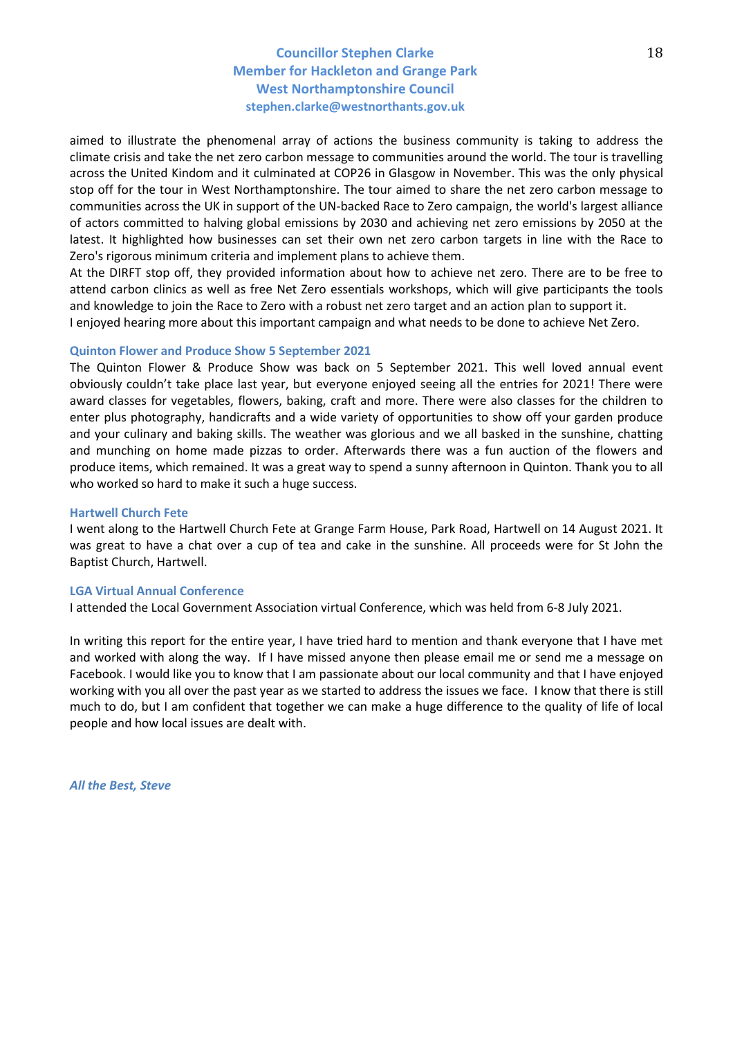aimed to illustrate the phenomenal array of actions the business community is taking to address the climate crisis and take the net zero carbon message to communities around the world. The tour is travelling across the United Kindom and it culminated at COP26 in Glasgow in November. This was the only physical stop off for the tour in West Northamptonshire. The tour aimed to share the net zero carbon message to communities across the UK in support of the UN-backed Race to Zero campaign, the world's largest alliance of actors committed to halving global emissions by 2030 and achieving net zero emissions by 2050 at the latest. It highlighted how businesses can set their own net zero carbon targets in line with the Race to Zero's rigorous minimum criteria and implement plans to achieve them.

At the DIRFT stop off, they provided information about how to achieve net zero. There are to be free to attend carbon clinics as well as free Net Zero essentials workshops, which will give participants the tools and knowledge to join the Race to Zero with a robust net zero target and an action plan to support it.

I enjoyed hearing more about this important campaign and what needs to be done to achieve Net Zero.

### Quinton Flower and Produce Show 5 September 2021

The Quinton Flower & Produce Show was back on 5 September 2021. This well loved annual event obviously couldn't take place last year, but everyone enjoyed seeing all the entries for 2021! There were award classes for vegetables, flowers, baking, craft and more. There were also classes for the children to enter plus photography, handicrafts and a wide variety of opportunities to show off your garden produce and your culinary and baking skills. The weather was glorious and we all basked in the sunshine, chatting and munching on home made pizzas to order. Afterwards there was a fun auction of the flowers and produce items, which remained. It was a great way to spend a sunny afternoon in Quinton. Thank you to all who worked so hard to make it such a huge success.

### Hartwell Church Fete

I went along to the Hartwell Church Fete at Grange Farm House, Park Road, Hartwell on 14 August 2021. It was great to have a chat over a cup of tea and cake in the sunshine. All proceeds were for St John the Baptist Church, Hartwell.

### LGA Virtual Annual Conference

I attended the Local Government Association virtual Conference, which was held from 6-8 July 2021.

In writing this report for the entire year, I have tried hard to mention and thank everyone that I have met and worked with along the way. If I have missed anyone then please email me or send me a message on Facebook. I would like you to know that I am passionate about our local community and that I have enjoyed working with you all over the past year as we started to address the issues we face. I know that there is still much to do, but I am confident that together we can make a huge difference to the quality of life of local people and how local issues are dealt with.

***All the Best, Steve***